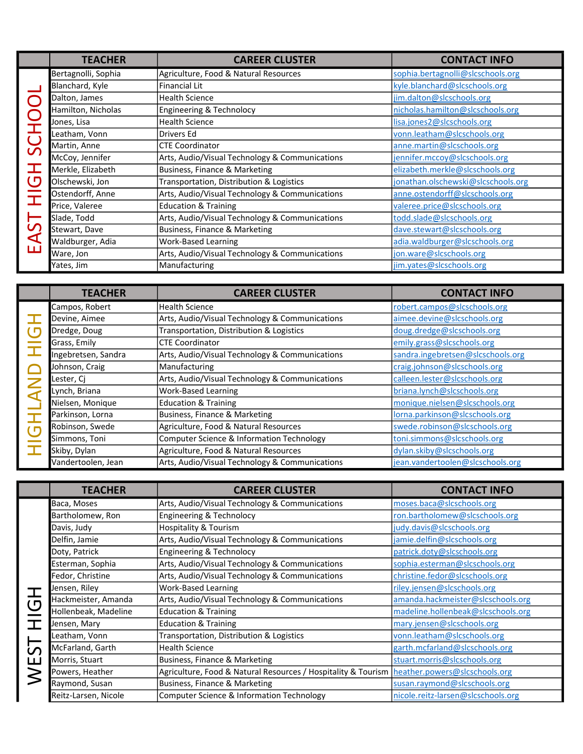## EAST HIGH SCHOOL

| TEACHER | CAREER CLUSTER | CONTACT INFO |
|---|---|---|
| Bertagnolli, Sophia | Agriculture, Food & Natural Resources | sophia.bertagnolli@slcschools.org |
| Blanchard, Kyle | Financial Lit | kyle.blanchard@slcschools.org |
| Dalton, James | Health Science | jim.dalton@slcschools.org |
| Hamilton, Nicholas | Engineering & Technology | nicholas.hamilton@slcschools.org |
| Jones, Lisa | Health Science | lisa.jones2@slcschools.org |
| Leatham, Vonn | Drivers Ed | vonn.leatham@slcschools.org |
| Martin, Anne | CTE Coordinator | anne.martin@slcschools.org |
| McCoy, Jennifer | Arts, Audio/Visual Technology & Communications | jennifer.mccoy@slcschools.org |
| Merkle, Elizabeth | Business, Finance & Marketing | elizabeth.merkle@slcschools.org |
| Olschewski, Jon | Transportation, Distribution & Logistics | jonathan.olschewski@slcschools.org |
| Ostendorff, Anne | Arts, Audio/Visual Technology & Communications | anne.ostendorff@slcschools.org |
| Price, Valeree | Education & Training | valeree.price@slcschools.org |
| Slade, Todd | Arts, Audio/Visual Technology & Communications | todd.slade@slcschools.org |
| Stewart, Dave | Business, Finance & Marketing | dave.stewart@slcschools.org |
| Waldburger, Adia | Work-Based Learning | adia.waldburger@slcschools.org |
| Ware, Jon | Arts, Audio/Visual Technology & Communications | jon.ware@slcschools.org |
| Yates, Jim | Manufacturing | jim.yates@slcschools.org |

## HIGHLAND HIGH

| TEACHER | CAREER CLUSTER | CONTACT INFO |
|---|---|---|
| Campos, Robert | Health Science | robert.campos@slcschools.org |
| Devine, Aimee | Arts, Audio/Visual Technology & Communications | aimee.devine@slcschools.org |
| Dredge, Doug | Transportation, Distribution & Logistics | doug.dredge@slcschools.org |
| Grass, Emily | CTE Coordinator | emily.grass@slcschools.org |
| Ingebretsen, Sandra | Arts, Audio/Visual Technology & Communications | sandra.ingebretsen@slcschools.org |
| Johnson, Craig | Manufacturing | craig.johnson@slcschools.org |
| Lester, Cj | Arts, Audio/Visual Technology & Communications | calleen.lester@slcschools.org |
| Lynch, Briana | Work-Based Learning | briana.lynch@slcschools.org |
| Nielsen, Monique | Education & Training | monique.nielsen@slcschools.org |
| Parkinson, Lorna | Business, Finance & Marketing | lorna.parkinson@slcschools.org |
| Robinson, Swede | Agriculture, Food & Natural Resources | swede.robinson@slcschools.org |
| Simmons, Toni | Computer Science & Information Technology | toni.simmons@slcschools.org |
| Skiby, Dylan | Agriculture, Food & Natural Resources | dylan.skiby@slcschools.org |
| Vandertoolen, Jean | Arts, Audio/Visual Technology & Communications | jean.vandertoolen@slcschools.org |

## WEST HIGH

| TEACHER | CAREER CLUSTER | CONTACT INFO |
|---|---|---|
| Baca, Moses | Arts, Audio/Visual Technology & Communications | moses.baca@slcschools.org |
| Bartholomew, Ron | Engineering & Technology | ron.bartholomew@slcschools.org |
| Davis, Judy | Hospitality & Tourism | judy.davis@slcschools.org |
| Delfin, Jamie | Arts, Audio/Visual Technology & Communications | jamie.delfin@slcschools.org |
| Doty, Patrick | Engineering & Technology | patrick.doty@slcschools.org |
| Esterman, Sophia | Arts, Audio/Visual Technology & Communications | sophia.esterman@slcschools.org |
| Fedor, Christine | Arts, Audio/Visual Technology & Communications | christine.fedor@slcschools.org |
| Jensen, Riley | Work-Based Learning | riley.jensen@slcschools.org |
| Hackmeister, Amanda | Arts, Audio/Visual Technology & Communications | amanda.hackmeister@slcschools.org |
| Hollenbeak, Madeline | Education & Training | madeline.hollenbeak@slcschools.org |
| Jensen, Mary | Education & Training | mary.jensen@slcschools.org |
| Leatham, Vonn | Transportation, Distribution & Logistics | vonn.leatham@slcschools.org |
| McFarland, Garth | Health Science | garth.mcfarland@slcschools.org |
| Morris, Stuart | Business, Finance & Marketing | stuart.morris@slcschools.org |
| Powers, Heather | Agriculture, Food & Natural Resources / Hospitality & Tourism | heather.powers@slcschools.org |
| Raymond, Susan | Business, Finance & Marketing | susan.raymond@slcschools.org |
| Reitz-Larsen, Nicole | Computer Science & Information Technology | nicole.reitz-larsen@slcschools.org |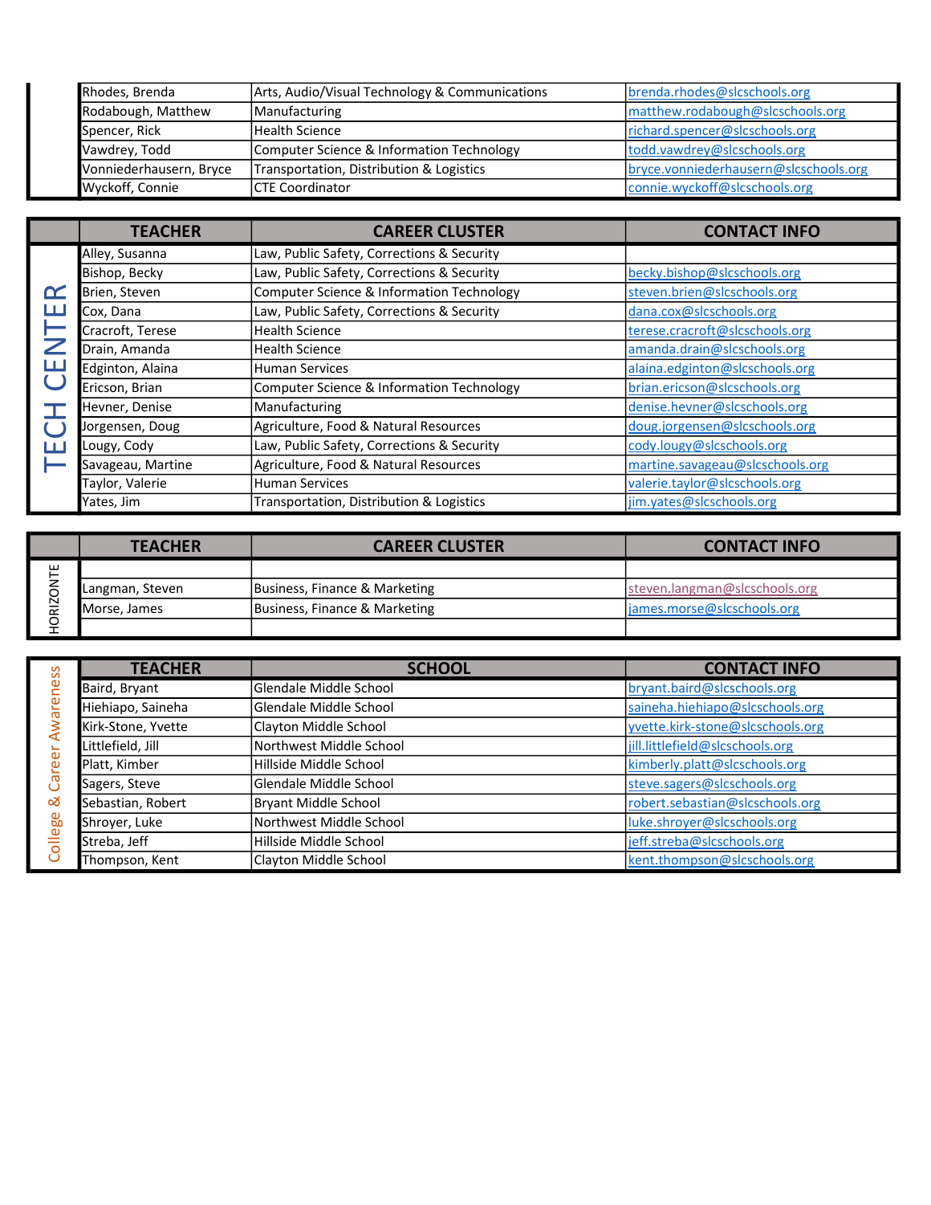| | | |
|---|---|---|
| Rhodes, Brenda | Arts, Audio/Visual Technology & Communications | brenda.rhodes@slcschools.org |
| Rodabough, Matthew | Manufacturing | matthew.rodabough@slcschools.org |
| Spencer, Rick | Health Science | richard.spencer@slcschools.org |
| Vawdrey, Todd | Computer Science & Information Technology | todd.vawdrey@slcschools.org |
| Vonniederhausern, Bryce | Transportation, Distribution & Logistics | bryce.vonniederhausern@slcschools.org |
| Wyckoff, Connie | CTE Coordinator | connie.wyckoff@slcschools.org |

**TECH CENTER**

| TEACHER | CAREER CLUSTER | CONTACT INFO |
|---|---|---|
| Alley, Susanna | Law, Public Safety, Corrections & Security | |
| Bishop, Becky | Law, Public Safety, Corrections & Security | becky.bishop@slcschools.org |
| Brien, Steven | Computer Science & Information Technology | steven.brien@slcschools.org |
| Cox, Dana | Law, Public Safety, Corrections & Security | dana.cox@slcschools.org |
| Cracroft, Terese | Health Science | terese.cracroft@slcschools.org |
| Drain, Amanda | Health Science | amanda.drain@slcschools.org |
| Edginton, Alaina | Human Services | alaina.edginton@slcschools.org |
| Ericson, Brian | Computer Science & Information Technology | brian.ericson@slcschools.org |
| Hevner, Denise | Manufacturing | denise.hevner@slcschools.org |
| Jorgensen, Doug | Agriculture, Food & Natural Resources | doug.jorgensen@slcschools.org |
| Lougy, Cody | Law, Public Safety, Corrections & Security | cody.lougy@slcschools.org |
| Savageau, Martine | Agriculture, Food & Natural Resources | martine.savageau@slcschools.org |
| Taylor, Valerie | Human Services | valerie.taylor@slcschools.org |
| Yates, Jim | Transportation, Distribution & Logistics | jim.yates@slcschools.org |

**HORIZONTE**

| TEACHER | CAREER CLUSTER | CONTACT INFO |
|---|---|---|
| Langman, Steven | Business, Finance & Marketing | steven.langman@slcschools.org |
| Morse, James | Business, Finance & Marketing | james.morse@slcschools.org |

**College & Career Awareness**

| TEACHER | SCHOOL | CONTACT INFO |
|---|---|---|
| Baird, Bryant | Glendale Middle School | bryant.baird@slcschools.org |
| Hiehiapo, Saineha | Glendale Middle School | saineha.hiehiapo@slcschools.org |
| Kirk-Stone, Yvette | Clayton Middle School | yvette.kirk-stone@slcschools.org |
| Littlefield, Jill | Northwest Middle School | jill.littlefield@slcschools.org |
| Platt, Kimber | Hillside Middle School | kimberly.platt@slcschools.org |
| Sagers, Steve | Glendale Middle School | steve.sagers@slcschools.org |
| Sebastian, Robert | Bryant Middle School | robert.sebastian@slcschools.org |
| Shroyer, Luke | Northwest Middle School | luke.shroyer@slcschools.org |
| Streba, Jeff | Hillside Middle School | jeff.streba@slcschools.org |
| Thompson, Kent | Clayton Middle School | kent.thompson@slcschools.org |